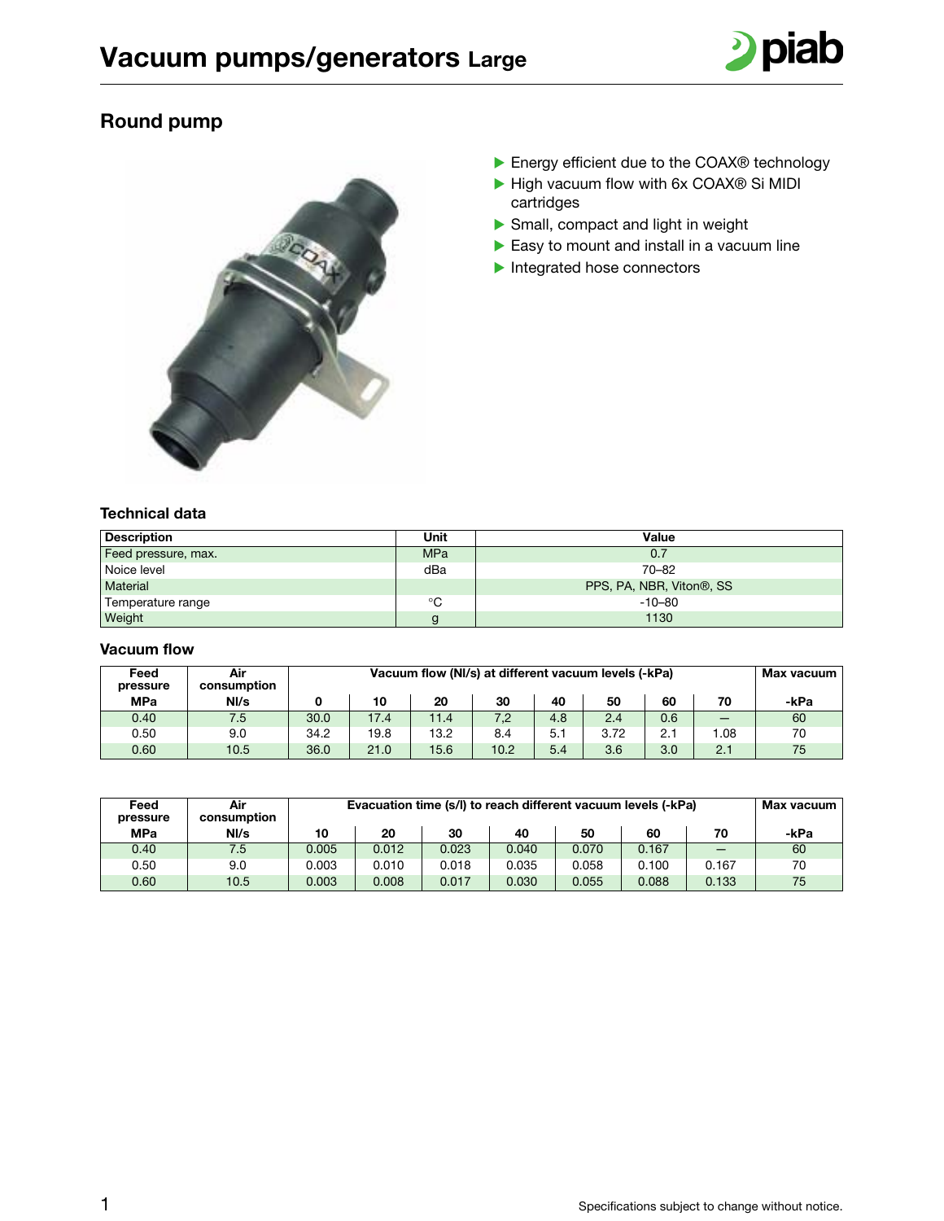# Vacuum pumps/generators Large

## Round pump

- Energy efficient due to the COAX® technology
- High vacuum flow with 6x COAX® Si MIDI cartridges
- Small, compact and light in weight
- Easy to mount and install in a vacuum line
- Integrated hose connectors

### Technical data

| Description | Unit | Value |
|---|---|---|
| Feed pressure, max. | MPa | 0.7 |
| Noice level | dBa | 70–82 |
| Material | | PPS, PA, NBR, Viton®, SS |
| Temperature range | °C | -10–80 |
| Weight | g | 1130 |

### Vacuum flow

| Feed pressure | Air consumption | Vacuum flow (Nl/s) at different vacuum levels (-kPa) | | | | | | | | Max vacuum |
|---|---|---|---|---|---|---|---|---|---|---|
| MPa | Nl/s | 0 | 10 | 20 | 30 | 40 | 50 | 60 | 70 | -kPa |
| 0.40 | 7.5 | 30.0 | 17.4 | 11.4 | 7,2 | 4.8 | 2.4 | 0.6 | – | 60 |
| 0.50 | 9.0 | 34.2 | 19.8 | 13.2 | 8.4 | 5.1 | 3.72 | 2.1 | 1.08 | 70 |
| 0.60 | 10.5 | 36.0 | 21.0 | 15.6 | 10.2 | 5.4 | 3.6 | 3.0 | 2.1 | 75 |

| Feed pressure | Air consumption | Evacuation time (s/l) to reach different vacuum levels (-kPa) | | | | | | | Max vacuum |
|---|---|---|---|---|---|---|---|---|---|
| MPa | Nl/s | 10 | 20 | 30 | 40 | 50 | 60 | 70 | -kPa |
| 0.40 | 7.5 | 0.005 | 0.012 | 0.023 | 0.040 | 0.070 | 0.167 | – | 60 |
| 0.50 | 9.0 | 0.003 | 0.010 | 0.018 | 0.035 | 0.058 | 0.100 | 0.167 | 70 |
| 0.60 | 10.5 | 0.003 | 0.008 | 0.017 | 0.030 | 0.055 | 0.088 | 0.133 | 75 |

Specifications subject to change without notice.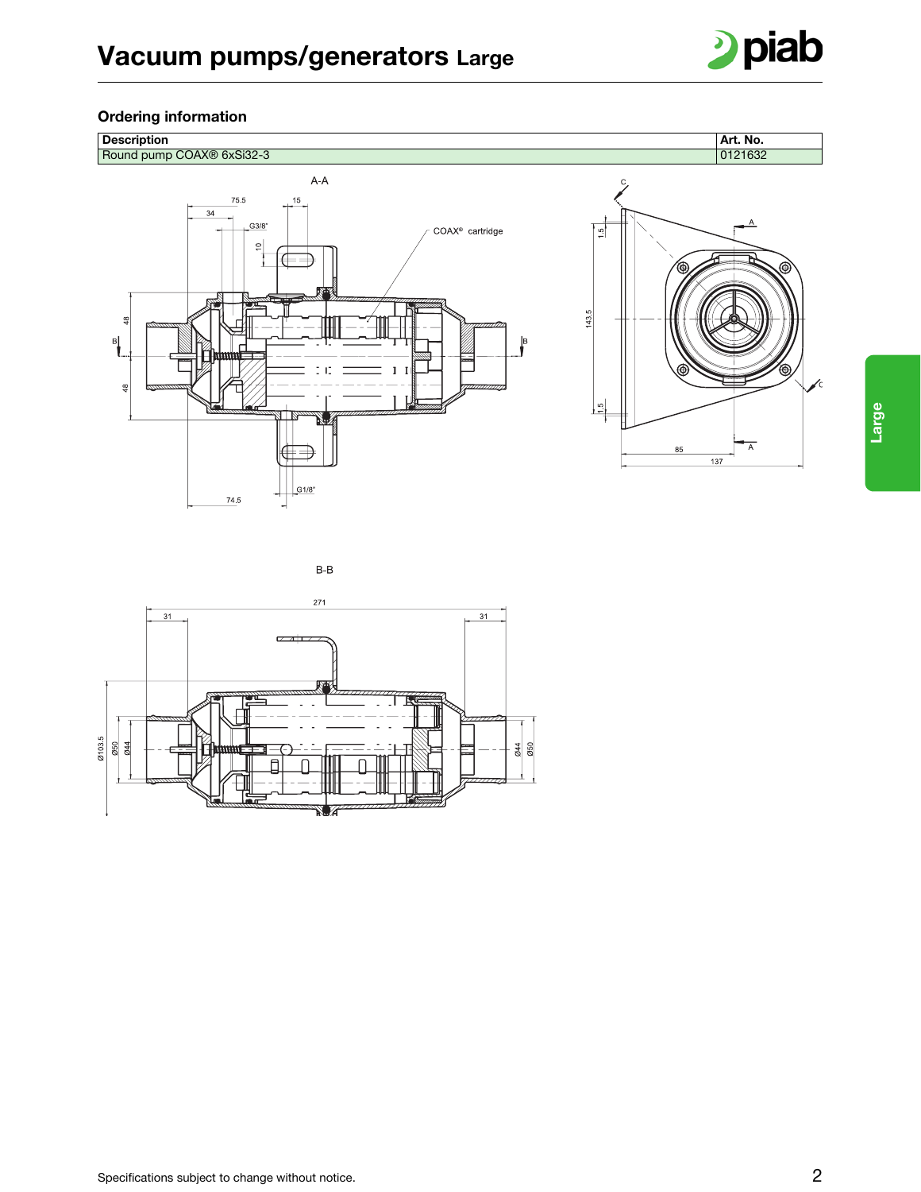## Ordering information

| Description | Art. No. |
|---|---|
| Round pump COAX® 6xSi32-3 | 0121632 |

A-A

75.5
15
34
G3/8"
10
COAX® cartridge
48
48
B
B
74.5
G1/8"

C
A
1.5
143.5
1.5
C
A
85
137

B-B

271
31
31
Ø103.5
Ø50
Ø44
Ø44
Ø50

Specifications subject to change without notice.